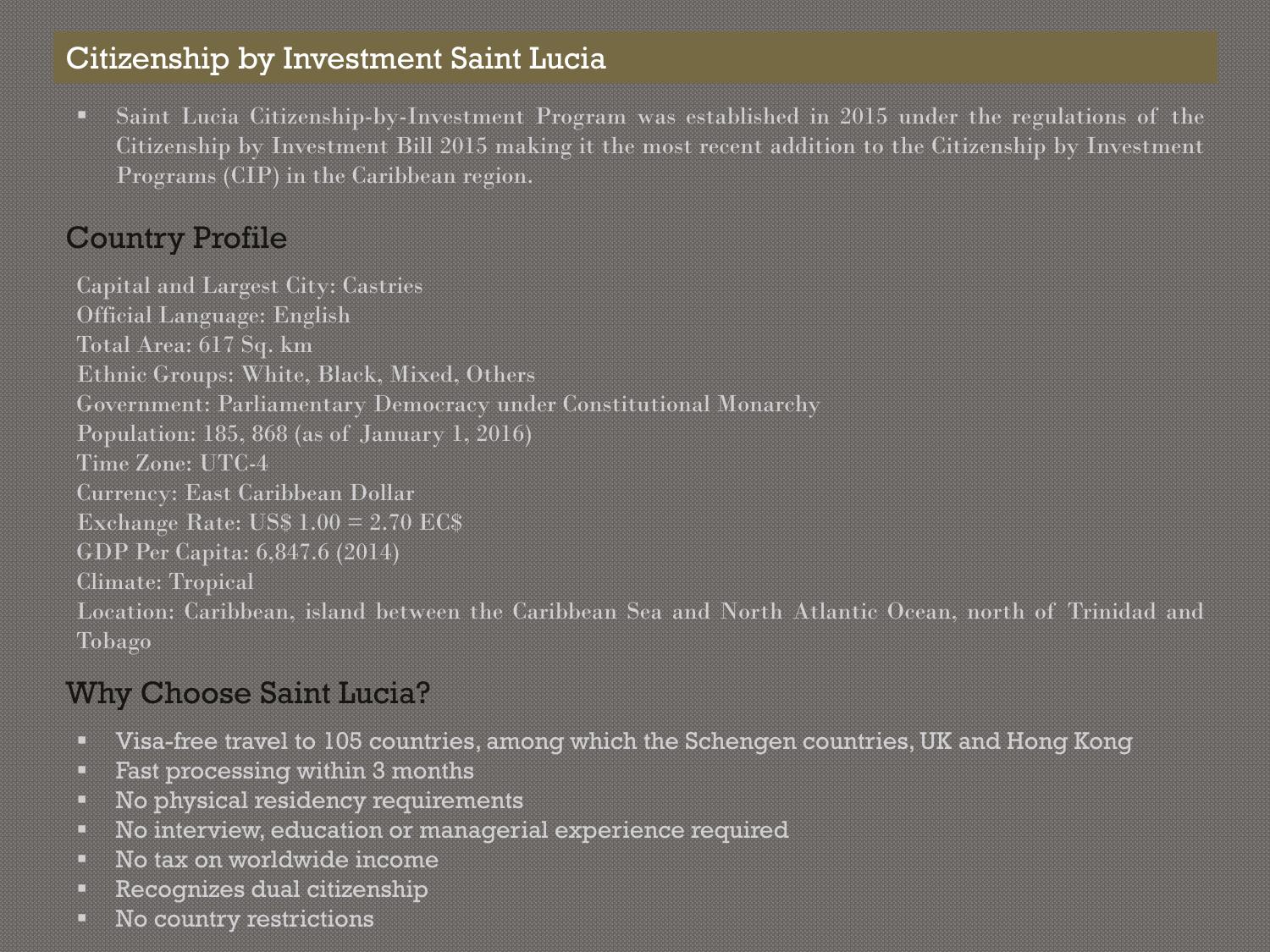# Citizenship by Investment Saint Lucia

- Saint Lucia Citizenship-by-Investment Program was established in 2015 under the regulations of the Citizenship by Investment Bill 2015 making it the most recent addition to the Citizenship by Investment Programs (CIP) in the Caribbean region.

## Country Profile

Capital and Largest City: Castries
Official Language: English
Total Area: 617 Sq. km
Ethnic Groups: White, Black, Mixed, Others
Government: Parliamentary Democracy under Constitutional Monarchy
Population: 185, 868 (as of January 1, 2016)
Time Zone: UTC-4
Currency: East Caribbean Dollar
Exchange Rate: US$ 1.00 = 2.70 EC$
GDP Per Capita: 6,847.6 (2014)
Climate: Tropical
Location: Caribbean, island between the Caribbean Sea and North Atlantic Ocean, north of Trinidad and Tobago

## Why Choose Saint Lucia?

- Visa-free travel to 105 countries, among which the Schengen countries, UK and Hong Kong
- Fast processing within 3 months
- No physical residency requirements
- No interview, education or managerial experience required
- No tax on worldwide income
- Recognizes dual citizenship
- No country restrictions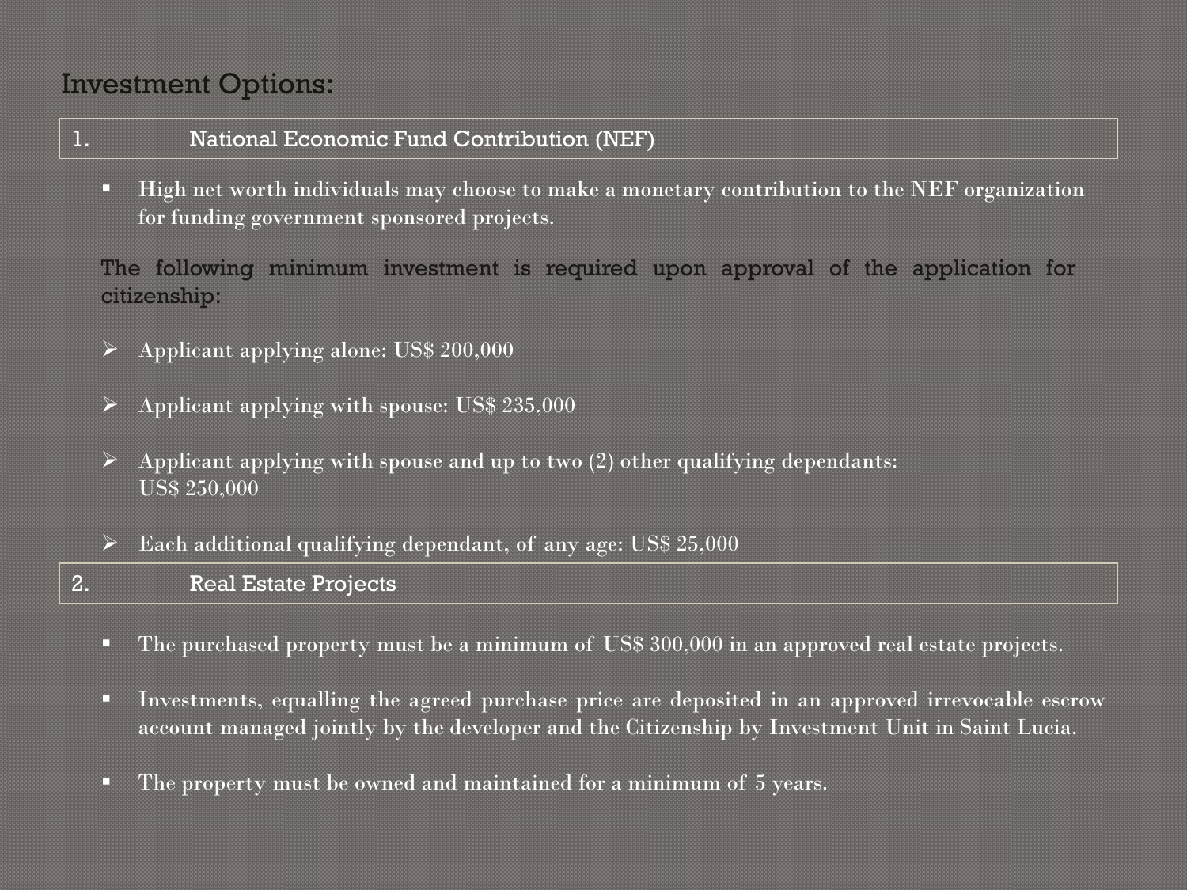# Investment Options:

## 1. National Economic Fund Contribution (NEF)

- High net worth individuals may choose to make a monetary contribution to the NEF organization for funding government sponsored projects.

The following minimum investment is required upon approval of the application for citizenship:

- Applicant applying alone: US$ 200,000
- Applicant applying with spouse: US$ 235,000
- Applicant applying with spouse and up to two (2) other qualifying dependants: US$ 250,000
- Each additional qualifying dependant, of any age: US$ 25,000

## 2. Real Estate Projects

- The purchased property must be a minimum of US$ 300,000 in an approved real estate projects.
- Investments, equalling the agreed purchase price are deposited in an approved irrevocable escrow account managed jointly by the developer and the Citizenship by Investment Unit in Saint Lucia.
- The property must be owned and maintained for a minimum of 5 years.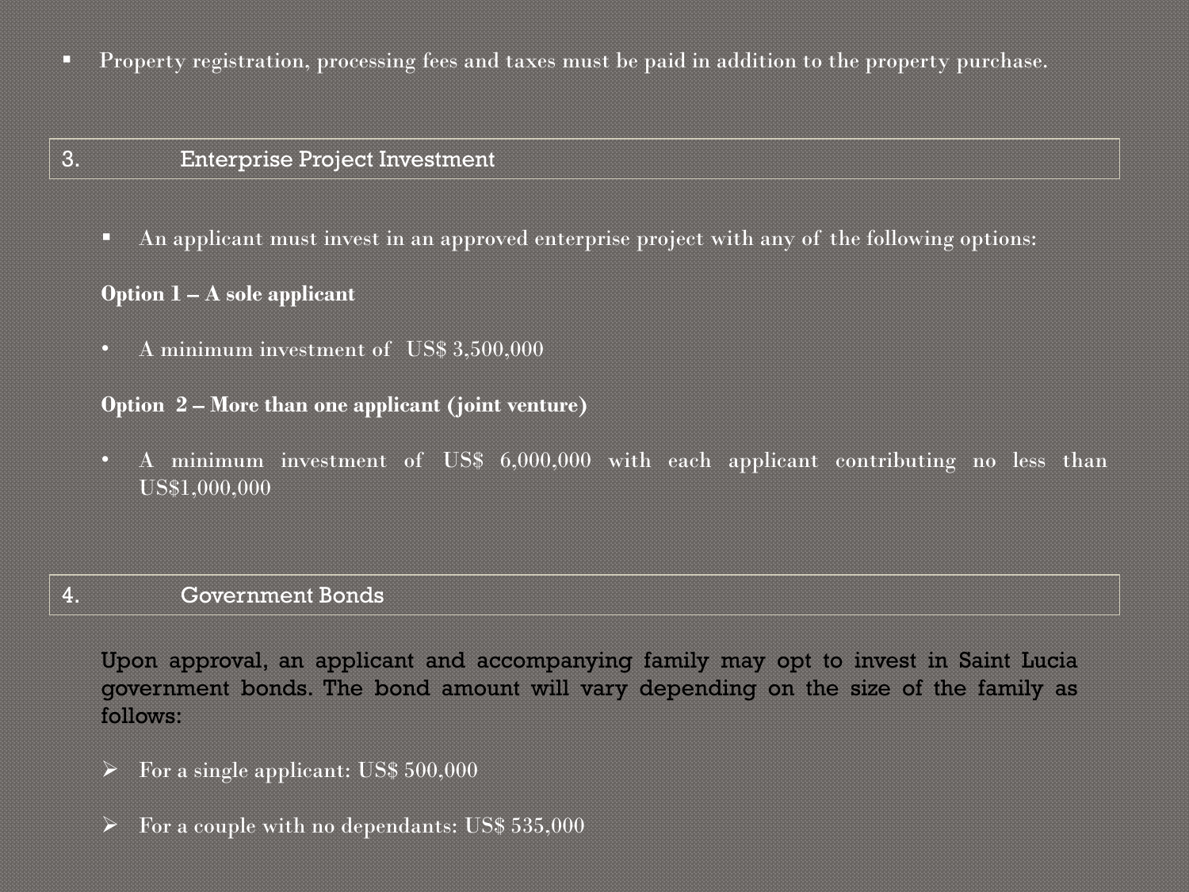- Property registration, processing fees and taxes must be paid in addition to the property purchase.

## 3. Enterprise Project Investment

- An applicant must invest in an approved enterprise project with any of the following options:

**Option 1 – A sole applicant**

- A minimum investment of US$ 3,500,000

**Option 2 – More than one applicant (joint venture)**

- A minimum investment of US$ 6,000,000 with each applicant contributing no less than US$1,000,000

## 4. Government Bonds

Upon approval, an applicant and accompanying family may opt to invest in Saint Lucia government bonds. The bond amount will vary depending on the size of the family as follows:

- For a single applicant: US$ 500,000
- For a couple with no dependants: US$ 535,000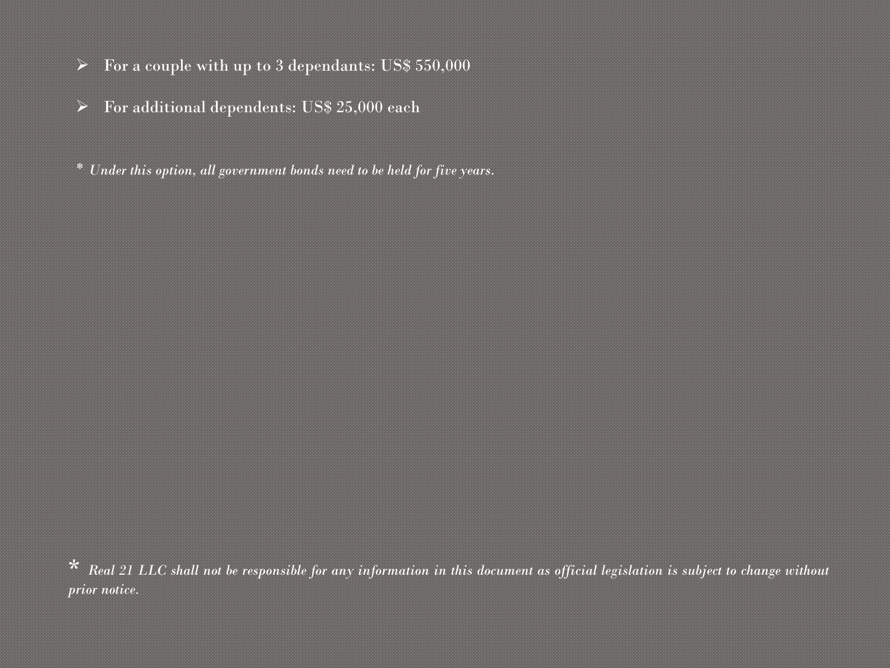- For a couple with up to 3 dependants: US$ 550,000
- For additional dependents: US$ 25,000 each

*\* Under this option, all government bonds need to be held for five years.*

\* *Real 21 LLC shall not be responsible for any information in this document as official legislation is subject to change without prior notice.*